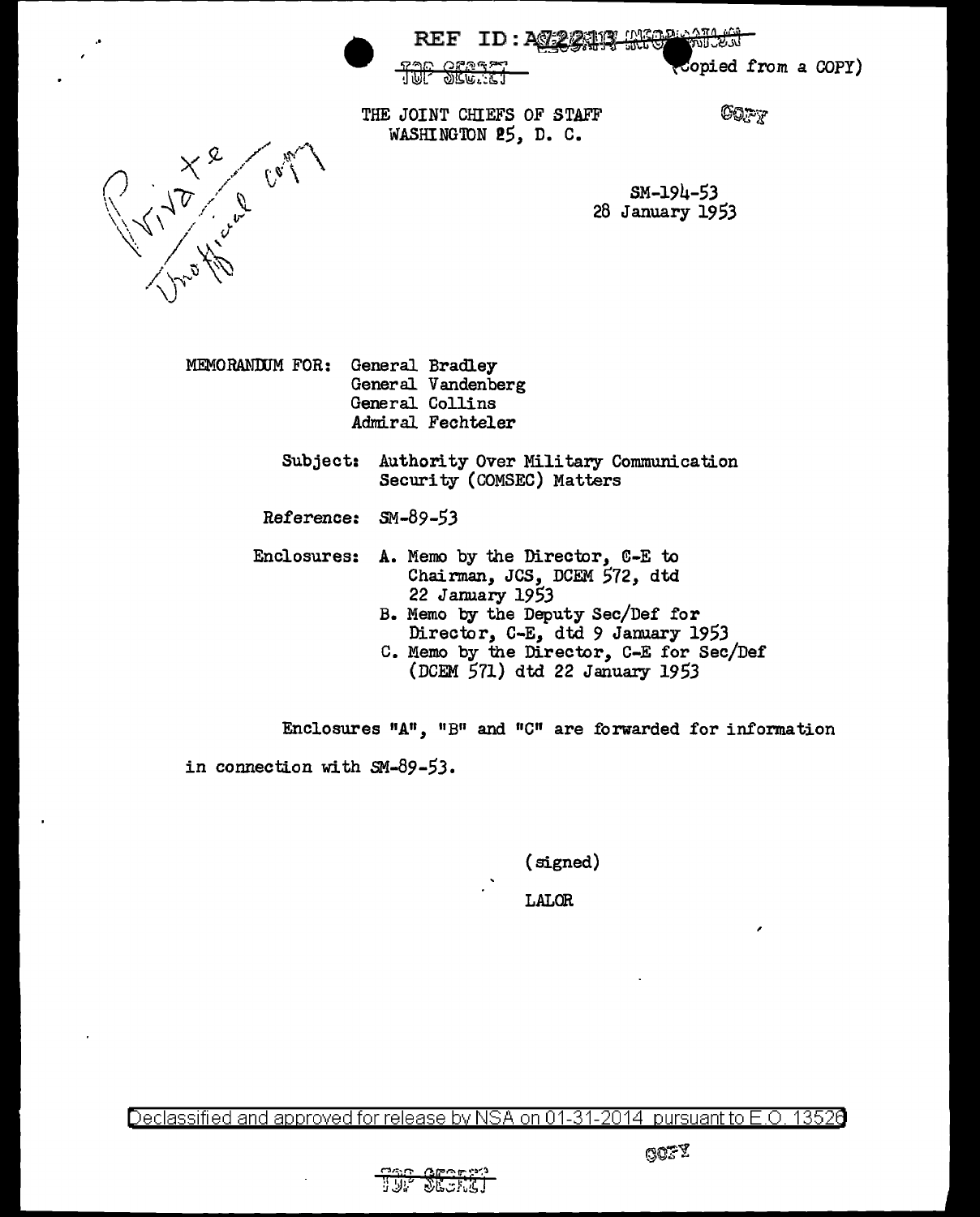REF ID: A72213

TOP SECRET

(Copied from a COPY)

THE JOINT CHIEFS OF STAFF
WASHINGTON 25, D. C.

COPY

Private
Unofficial copy

SM-194-53
28 January 1953

MEMORANDUM FOR: General Bradley
General Vandenberg
General Collins
Admiral Fechteler

Subject: Authority Over Military Communication Security (COMSEC) Matters

Reference: SM-89-53

Enclosures:
A. Memo by the Director, C-E to Chairman, JCS, DCEM 572, dtd 22 January 1953
B. Memo by the Deputy Sec/Def for Director, C-E, dtd 9 January 1953
C. Memo by the Director, C-E for Sec/Def (DCEM 571) dtd 22 January 1953

Enclosures "A", "B" and "C" are forwarded for information in connection with SM-89-53.

(signed)

LALOR

Declassified and approved for release by NSA on 01-31-2014 pursuant to E.O. 13526

COPY

TOP SECRET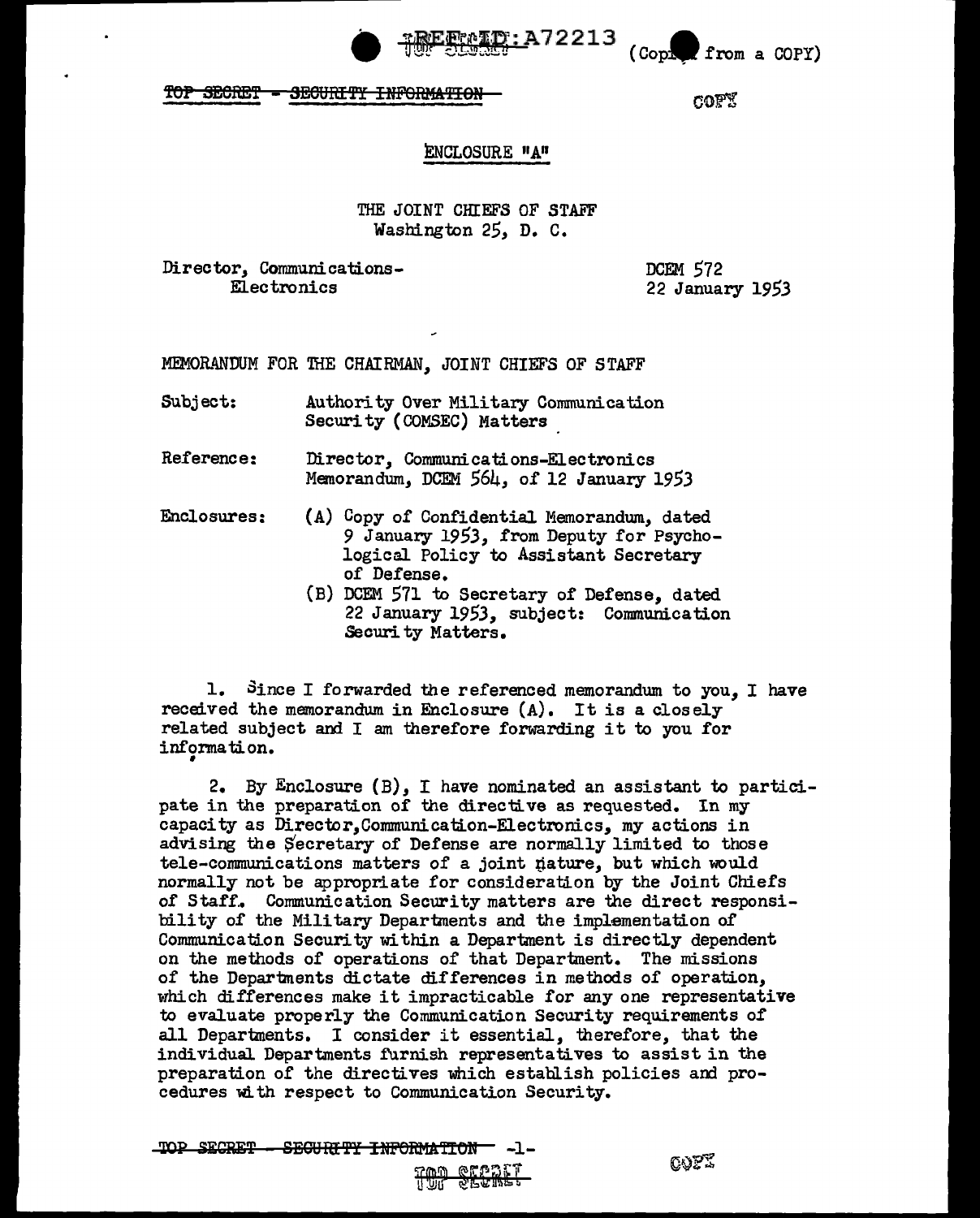REF ID:A72213 (Copied from a COPY)

~~TOP SECRET - SECURITY INFORMATION~~

COPY

ENCLOSURE "A"

THE JOINT CHIEFS OF STAFF
Washington 25, D. C.

Director, Communications-
Electronics

DCEM 572
22 January 1953

MEMORANDUM FOR THE CHAIRMAN, JOINT CHIEFS OF STAFF

Subject: Authority Over Military Communication Security (COMSEC) Matters

Reference: Director, Communications-Electronics Memorandum, DCEM 564, of 12 January 1953

Enclosures:
(A) Copy of Confidential Memorandum, dated 9 January 1953, from Deputy for Psychological Policy to Assistant Secretary of Defense.
(B) DCEM 571 to Secretary of Defense, dated 22 January 1953, subject: Communication Security Matters.

1. Since I forwarded the referenced memorandum to you, I have received the memorandum in Enclosure (A). It is a closely related subject and I am therefore forwarding it to you for information.

2. By Enclosure (B), I have nominated an assistant to participate in the preparation of the directive as requested. In my capacity as Director, Communication-Electronics, my actions in advising the Secretary of Defense are normally limited to those tele-communications matters of a joint nature, but which would normally not be appropriate for consideration by the Joint Chiefs of Staff. Communication Security matters are the direct responsibility of the Military Departments and the implementation of Communication Security within a Department is directly dependent on the methods of operations of that Department. The missions of the Departments dictate differences in methods of operation, which differences make it impracticable for any one representative to evaluate properly the Communication Security requirements of all Departments. I consider it essential, therefore, that the individual Departments furnish representatives to assist in the preparation of the directives which establish policies and procedures with respect to Communication Security.

~~TOP SECRET - SECURITY INFORMATION~~

TOP SECRET

COPY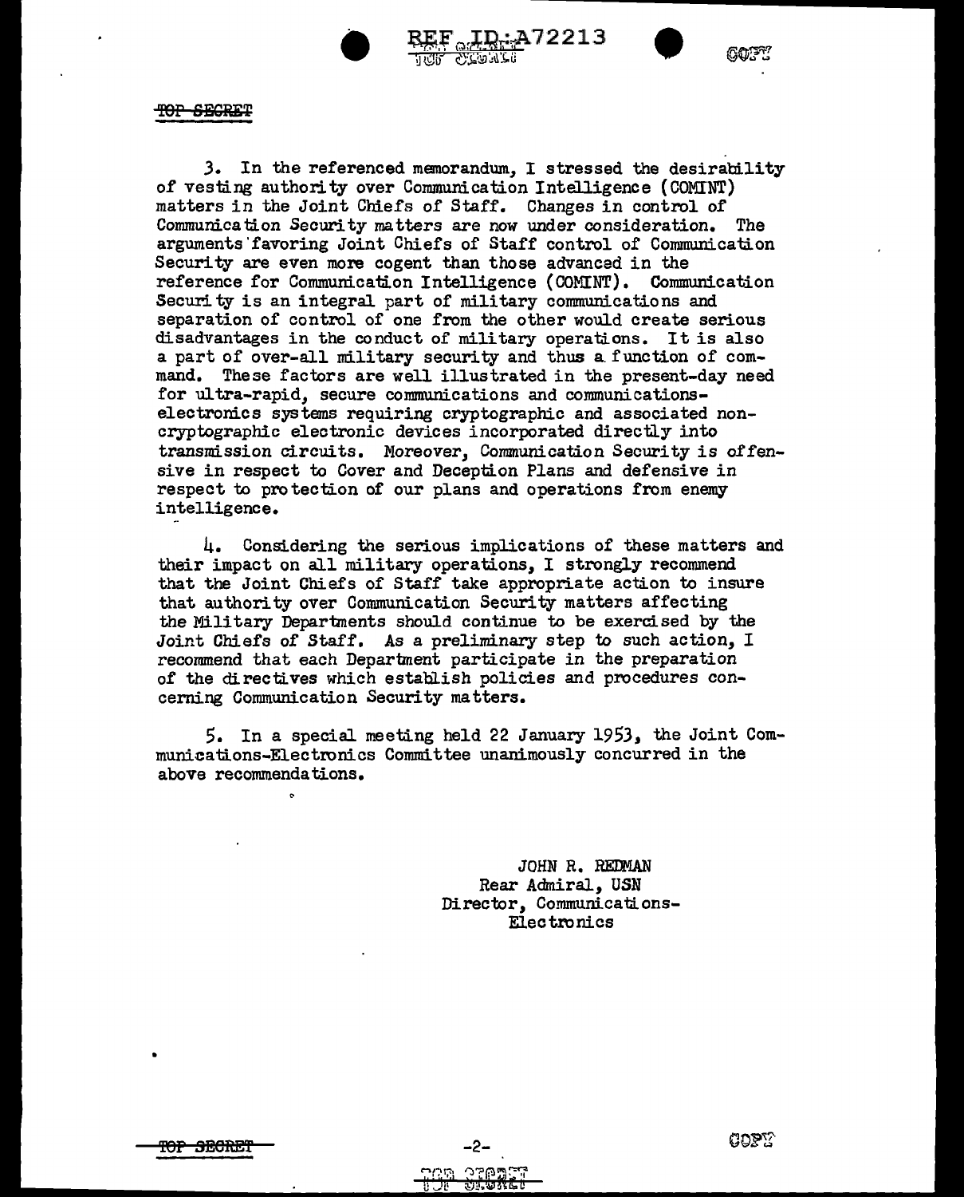TOP SECRET

3. In the referenced memorandum, I stressed the desirability of vesting authority over Communication Intelligence (COMINT) matters in the Joint Chiefs of Staff. Changes in control of Communication Security matters are now under consideration. The arguments favoring Joint Chiefs of Staff control of Communication Security are even more cogent than those advanced in the reference for Communication Intelligence (COMINT). Communication Security is an integral part of military communications and separation of control of one from the other would create serious disadvantages in the conduct of military operations. It is also a part of over-all military security and thus a function of command. These factors are well illustrated in the present-day need for ultra-rapid, secure communications and communications-electronics systems requiring cryptographic and associated non-cryptographic electronic devices incorporated directly into transmission circuits. Moreover, Communication Security is offensive in respect to Cover and Deception Plans and defensive in respect to protection of our plans and operations from enemy intelligence.

4. Considering the serious implications of these matters and their impact on all military operations, I strongly recommend that the Joint Chiefs of Staff take appropriate action to insure that authority over Communication Security matters affecting the Military Departments should continue to be exercised by the Joint Chiefs of Staff. As a preliminary step to such action, I recommend that each Department participate in the preparation of the directives which establish policies and procedures concerning Communication Security matters.

5. In a special meeting held 22 January 1953, the Joint Communications-Electronics Committee unanimously concurred in the above recommendations.

JOHN R. REDMAN
Rear Admiral, USN
Director, Communications-Electronics

TOP SECRET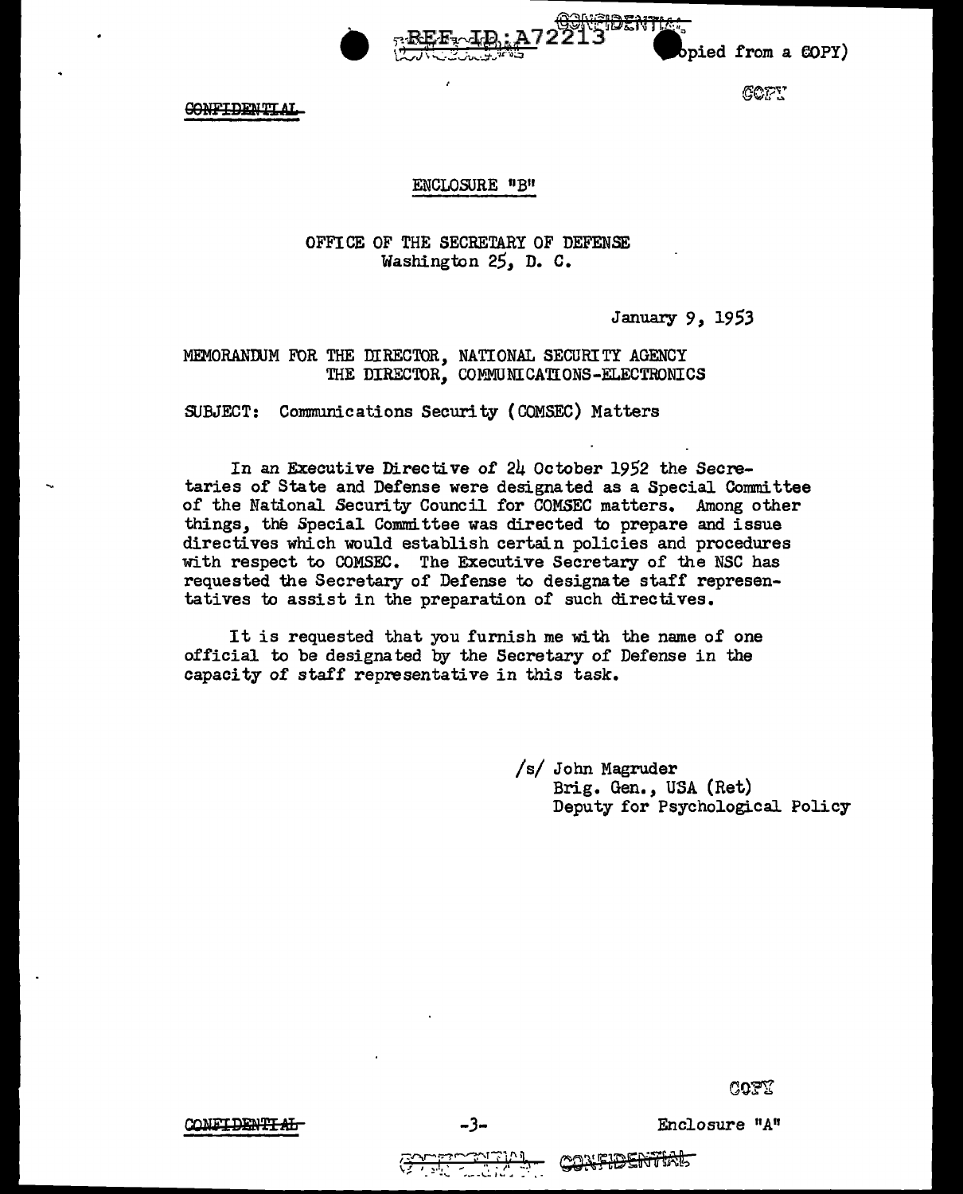CONFIDENTIAL

ENCLOSURE "B"

OFFICE OF THE SECRETARY OF DEFENSE
Washington 25, D. C.

January 9, 1953

MEMORANDUM FOR THE DIRECTOR, NATIONAL SECURITY AGENCY
THE DIRECTOR, COMMUNICATIONS-ELECTRONICS

SUBJECT: Communications Security (COMSEC) Matters

In an Executive Directive of 24 October 1952 the Secretaries of State and Defense were designated as a Special Committee of the National Security Council for COMSEC matters. Among other things, the Special Committee was directed to prepare and issue directives which would establish certain policies and procedures with respect to COMSEC. The Executive Secretary of the NSC has requested the Secretary of Defense to designate staff representatives to assist in the preparation of such directives.

It is requested that you furnish me with the name of one official to be designated by the Secretary of Defense in the capacity of staff representative in this task.

/s/ John Magruder
Brig. Gen., USA (Ret)
Deputy for Psychological Policy

CONFIDENTIAL

Enclosure "A"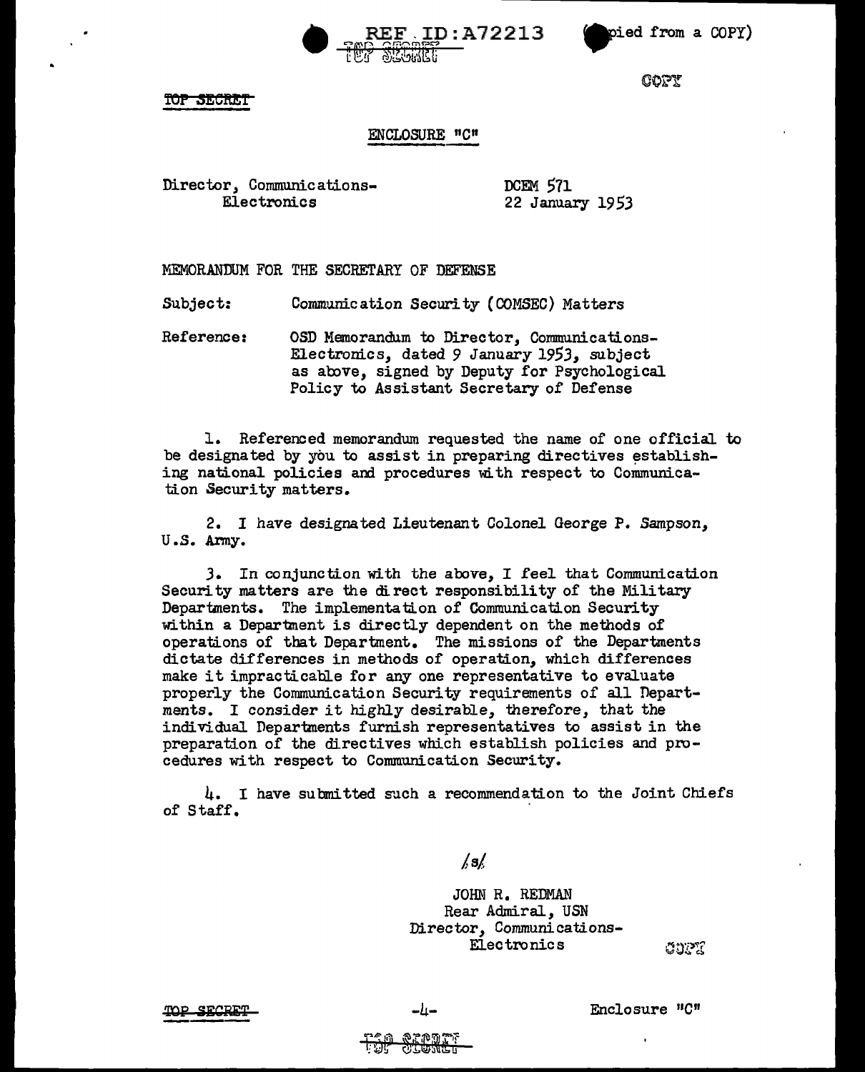REF ID:A72213 (Copied from a COPY)

COPY

~~TOP SECRET~~

ENCLOSURE "C"

Director, Communications-
Electronics

DCEM 571
22 January 1953

MEMORANDUM FOR THE SECRETARY OF DEFENSE

Subject: Communication Security (COMSEC) Matters

Reference: OSD Memorandum to Director, Communications-Electronics, dated 9 January 1953, subject as above, signed by Deputy for Psychological Policy to Assistant Secretary of Defense

1. Referenced memorandum requested the name of one official to be designated by you to assist in preparing directives establishing national policies and procedures with respect to Communication Security matters.

2. I have designated Lieutenant Colonel George P. Sampson, U.S. Army.

3. In conjunction with the above, I feel that Communication Security matters are the direct responsibility of the Military Departments. The implementation of Communication Security within a Department is directly dependent on the methods of operations of that Department. The missions of the Departments dictate differences in methods of operation, which differences make it impracticable for any one representative to evaluate properly the Communication Security requirements of all Departments. I consider it highly desirable, therefore, that the individual Departments furnish representatives to assist in the preparation of the directives which establish policies and procedures with respect to Communication Security.

4. I have submitted such a recommendation to the Joint Chiefs of Staff.

/s/

JOHN R. REDMAN
Rear Admiral, USN
Director, Communications-
Electronics

COPY

~~TOP SECRET~~

Enclosure "C"